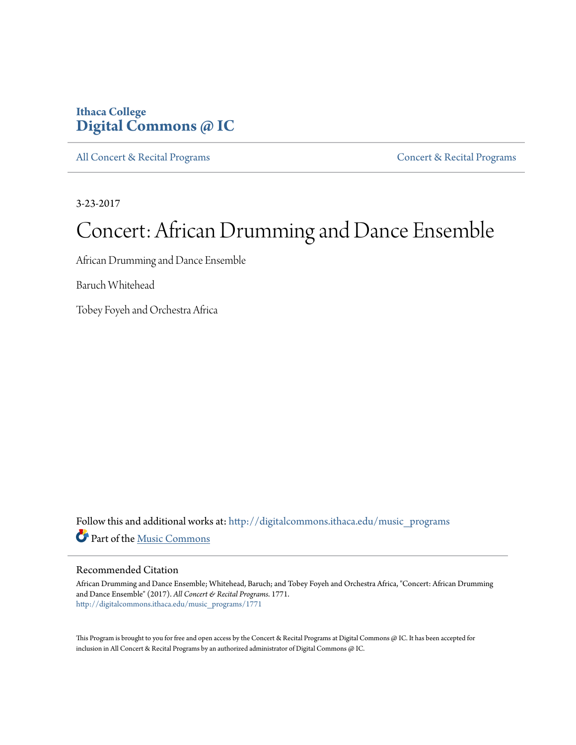Ithaca College
**Digital Commons @ IC**

All Concert & Recital Programs | Concert & Recital Programs

3-23-2017

# Concert: African Drumming and Dance Ensemble

African Drumming and Dance Ensemble

Baruch Whitehead

Tobey Foyeh and Orchestra Africa

Follow this and additional works at: http://digitalcommons.ithaca.edu/music_programs

Part of the Music Commons

## Recommended Citation

African Drumming and Dance Ensemble; Whitehead, Baruch; and Tobey Foyeh and Orchestra Africa, "Concert: African Drumming and Dance Ensemble" (2017). *All Concert & Recital Programs*. 1771.
http://digitalcommons.ithaca.edu/music_programs/1771

This Program is brought to you for free and open access by the Concert & Recital Programs at Digital Commons @ IC. It has been accepted for inclusion in All Concert & Recital Programs by an authorized administrator of Digital Commons @ IC.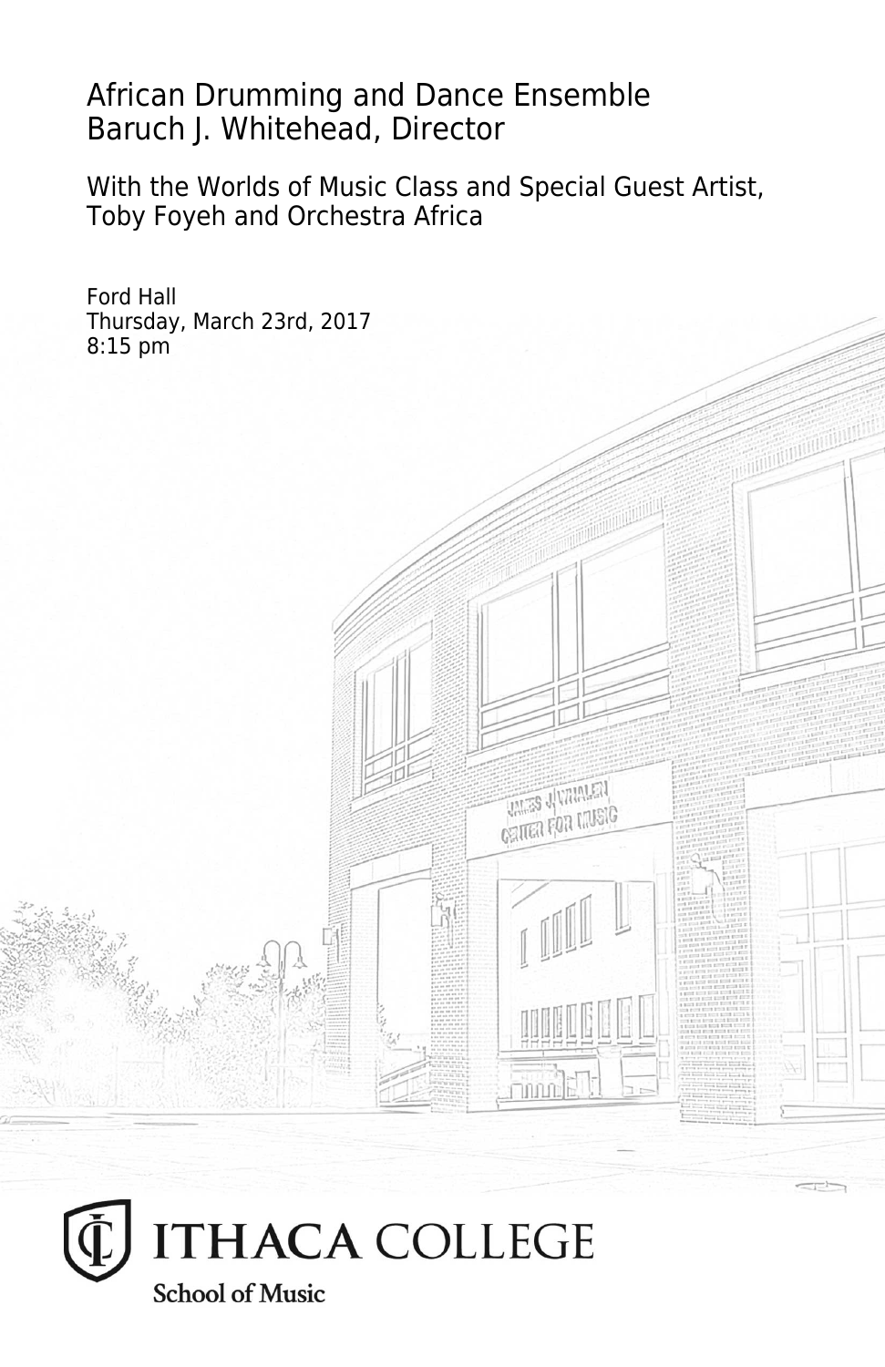# African Drumming and Dance Ensemble
## Baruch J. Whitehead, Director

With the Worlds of Music Class and Special Guest Artist, Toby Foyeh and Orchestra Africa

Ford Hall
Thursday, March 23rd, 2017
8:15 pm

ITHACA COLLEGE
School of Music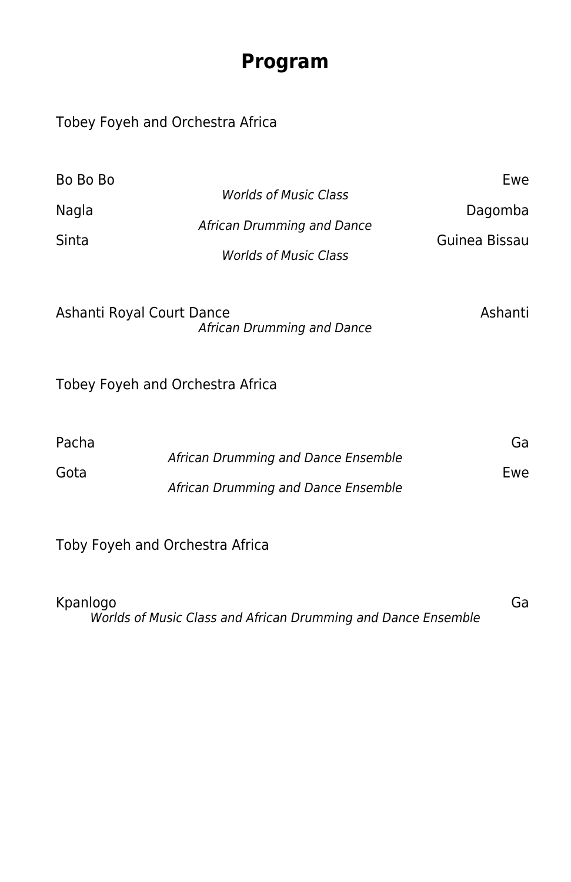# Program

Tobey Foyeh and Orchestra Africa

Bo Bo Bo — Ewe
*Worlds of Music Class*

Nagla — Dagomba
*African Drumming and Dance*

Sinta — Guinea Bissau
*Worlds of Music Class*

Ashanti Royal Court Dance — Ashanti
*African Drumming and Dance*

Tobey Foyeh and Orchestra Africa

Pacha — Ga
*African Drumming and Dance Ensemble*

Gota — Ewe
*African Drumming and Dance Ensemble*

Toby Foyeh and Orchestra Africa

Kpanlogo — Ga
*Worlds of Music Class and African Drumming and Dance Ensemble*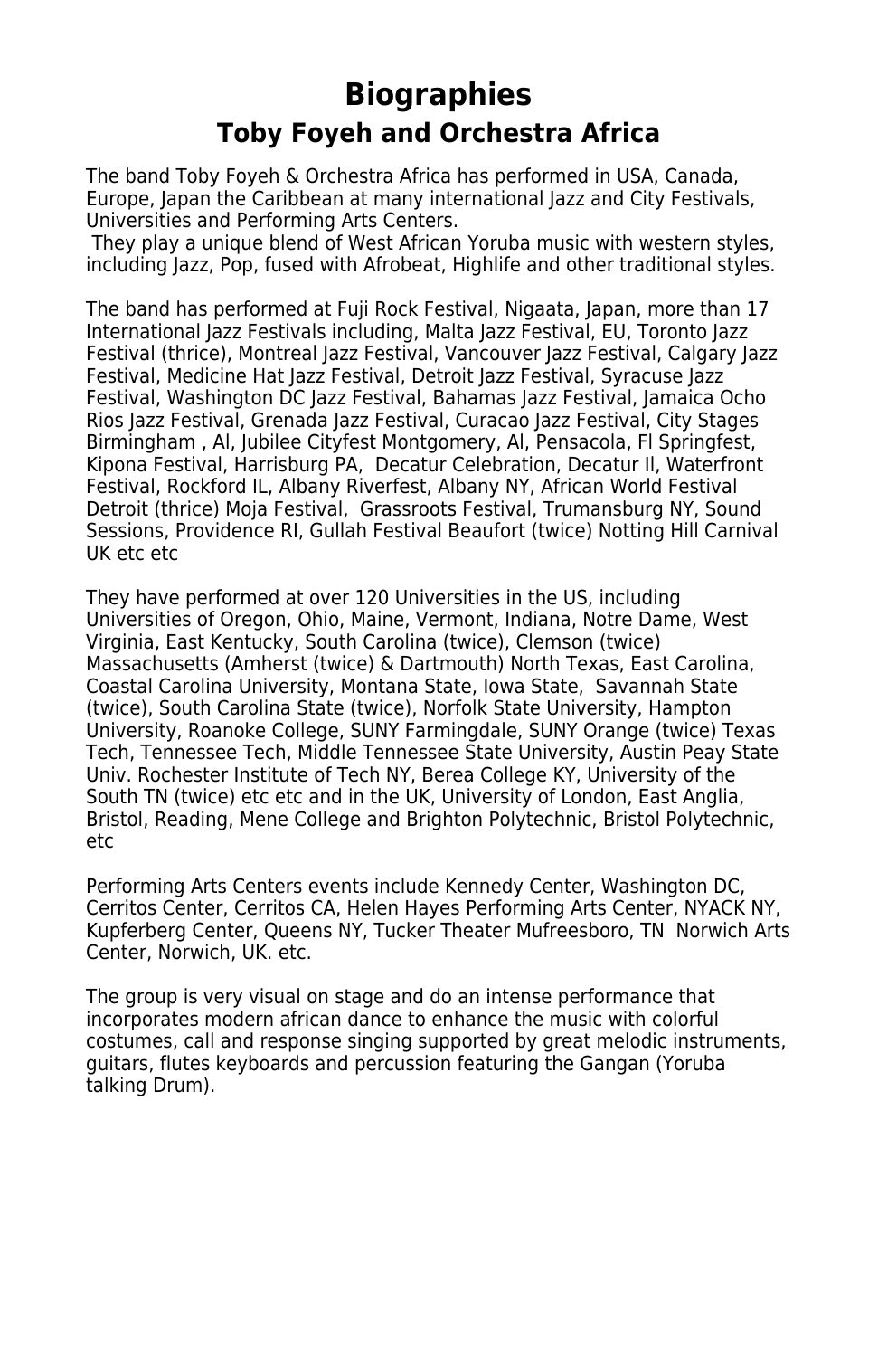# Biographies

## Toby Foyeh and Orchestra Africa

The band Toby Foyeh & Orchestra Africa has performed in USA, Canada, Europe, Japan the Caribbean at many international Jazz and City Festivals, Universities and Performing Arts Centers.
They play a unique blend of West African Yoruba music with western styles, including Jazz, Pop, fused with Afrobeat, Highlife and other traditional styles.

The band has performed at Fuji Rock Festival, Nigaata, Japan, more than 17 International Jazz Festivals including, Malta Jazz Festival, EU, Toronto Jazz Festival (thrice), Montreal Jazz Festival, Vancouver Jazz Festival, Calgary Jazz Festival, Medicine Hat Jazz Festival, Detroit Jazz Festival, Syracuse Jazz Festival, Washington DC Jazz Festival, Bahamas Jazz Festival, Jamaica Ocho Rios Jazz Festival, Grenada Jazz Festival, Curacao Jazz Festival, City Stages Birmingham , Al, Jubilee Cityfest Montgomery, Al, Pensacola, Fl Springfest, Kipona Festival, Harrisburg PA, Decatur Celebration, Decatur Il, Waterfront Festival, Rockford IL, Albany Riverfest, Albany NY, African World Festival Detroit (thrice) Moja Festival, Grassroots Festival, Trumansburg NY, Sound Sessions, Providence RI, Gullah Festival Beaufort (twice) Notting Hill Carnival UK etc etc

They have performed at over 120 Universities in the US, including Universities of Oregon, Ohio, Maine, Vermont, Indiana, Notre Dame, West Virginia, East Kentucky, South Carolina (twice), Clemson (twice) Massachusetts (Amherst (twice) & Dartmouth) North Texas, East Carolina, Coastal Carolina University, Montana State, Iowa State, Savannah State (twice), South Carolina State (twice), Norfolk State University, Hampton University, Roanoke College, SUNY Farmingdale, SUNY Orange (twice) Texas Tech, Tennessee Tech, Middle Tennessee State University, Austin Peay State Univ. Rochester Institute of Tech NY, Berea College KY, University of the South TN (twice) etc etc and in the UK, University of London, East Anglia, Bristol, Reading, Mene College and Brighton Polytechnic, Bristol Polytechnic, etc

Performing Arts Centers events include Kennedy Center, Washington DC, Cerritos Center, Cerritos CA, Helen Hayes Performing Arts Center, NYACK NY, Kupferberg Center, Queens NY, Tucker Theater Mufreesboro, TN Norwich Arts Center, Norwich, UK. etc.

The group is very visual on stage and do an intense performance that incorporates modern african dance to enhance the music with colorful costumes, call and response singing supported by great melodic instruments, guitars, flutes keyboards and percussion featuring the Gangan (Yoruba talking Drum).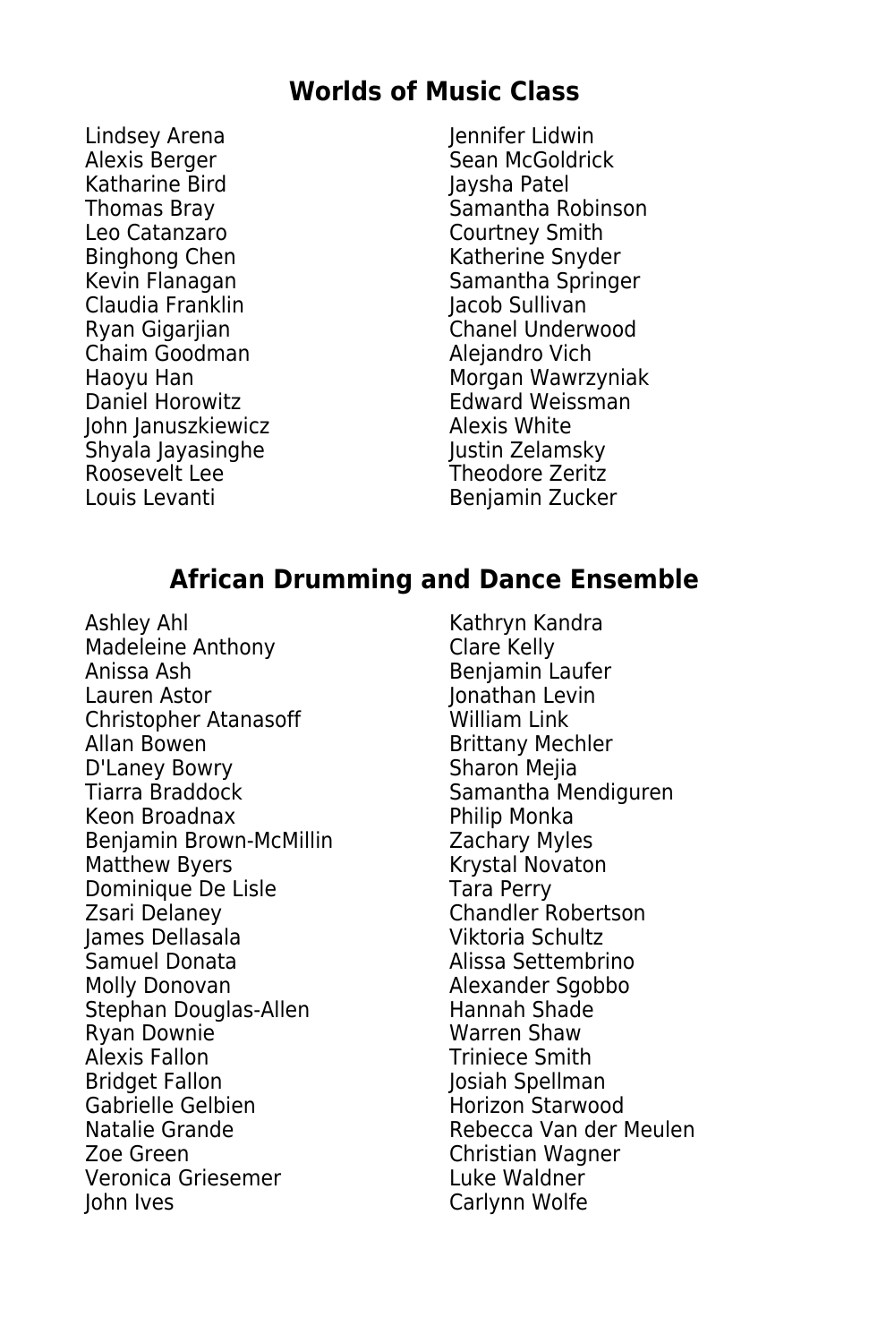## Worlds of Music Class

Lindsey Arena
Alexis Berger
Katharine Bird
Thomas Bray
Leo Catanzaro
Binghong Chen
Kevin Flanagan
Claudia Franklin
Ryan Gigarjian
Chaim Goodman
Haoyu Han
Daniel Horowitz
John Januszkiewicz
Shyala Jayasinghe
Roosevelt Lee
Louis Levanti
Jennifer Lidwin
Sean McGoldrick
Jaysha Patel
Samantha Robinson
Courtney Smith
Katherine Snyder
Samantha Springer
Jacob Sullivan
Chanel Underwood
Alejandro Vich
Morgan Wawrzyniak
Edward Weissman
Alexis White
Justin Zelamsky
Theodore Zeritz
Benjamin Zucker

## African Drumming and Dance Ensemble

Ashley Ahl
Madeleine Anthony
Anissa Ash
Lauren Astor
Christopher Atanasoff
Allan Bowen
D'Laney Bowry
Tiarra Braddock
Keon Broadnax
Benjamin Brown-McMillin
Matthew Byers
Dominique De Lisle
Zsari Delaney
James Dellasala
Samuel Donata
Molly Donovan
Stephan Douglas-Allen
Ryan Downie
Alexis Fallon
Bridget Fallon
Gabrielle Gelbien
Natalie Grande
Zoe Green
Veronica Griesemer
John Ives
Kathryn Kandra
Clare Kelly
Benjamin Laufer
Jonathan Levin
William Link
Brittany Mechler
Sharon Mejia
Samantha Mendiguren
Philip Monka
Zachary Myles
Krystal Novaton
Tara Perry
Chandler Robertson
Viktoria Schultz
Alissa Settembrino
Alexander Sgobbo
Hannah Shade
Warren Shaw
Triniece Smith
Josiah Spellman
Horizon Starwood
Rebecca Van der Meulen
Christian Wagner
Luke Waldner
Carlynn Wolfe